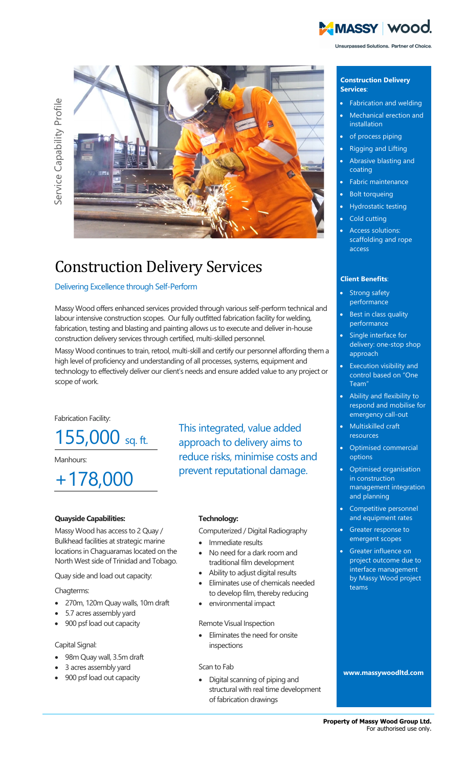Service Capability Profile

# Construction Delivery Services

Delivering Excellence through Self-Perform

Massy Wood offers enhanced services provided through various self-perform technical and labour intensive construction scopes. Our fully outfitted fabrication facility for welding, fabrication, testing and blasting and painting allows us to execute and deliver in-house construction delivery services through certified, multi-skilled personnel.

Massy Wood continues to train, retool, multi-skill and certify our personnel affording them a high level of proficiency and understanding of all processes, systems, equipment and technology to effectively deliver our client's needs and ensure added value to any project or scope of work.

Fabrication Facility:

155,000 sq. ft.

Manhours:

+178,000

This integrated, value added approach to delivery aims to reduce risks, minimise costs and prevent reputational damage.

**Quayside Capabilities:**

Massy Wood has access to 2 Quay / Bulkhead facilities at strategic marine locations in Chaguaramas located on the North West side of Trinidad and Tobago.

Quay side and load out capacity:

Chagterms:

- 270m, 120m Quay walls, 10m draft
- 5.7 acres assembly yard
- 900 psf load out capacity

Capital Signal:

- 98m Quay wall, 3.5m draft
- 3 acres assembly yard
- 900 psf load out capacity

**Technology:**

Computerized / Digital Radiography

- Immediate results
- No need for a dark room and traditional film development
- Ability to adjust digital results
- Eliminates use of chemicals needed to develop film, thereby reducing
- environmental impact

Remote Visual Inspection

- Eliminates the need for onsite inspections

Scan to Fab

- Digital scanning of piping and structural with real time development of fabrication drawings

**Construction Delivery Services**:

- Fabrication and welding
- Mechanical erection and installation
- of process piping
- Rigging and Lifting
- Abrasive blasting and coating
- Fabric maintenance
- Bolt torqueing
- Hydrostatic testing
- Cold cutting
- Access solutions: scaffolding and rope access

**Client Benefits**:

- Strong safety performance
- Best in class quality performance
- Single interface for delivery: one-stop shop approach
- Execution visibility and control based on "One Team"
- Ability and flexibility to respond and mobilise for emergency call-out
- Multiskilled craft resources
- Optimised commercial options
- Optimised organisation in construction management integration and planning
- Competitive personnel and equipment rates
- Greater response to emergent scopes
- Greater influence on project outcome due to interface management by Massy Wood project teams

**www.massywoodltd.com**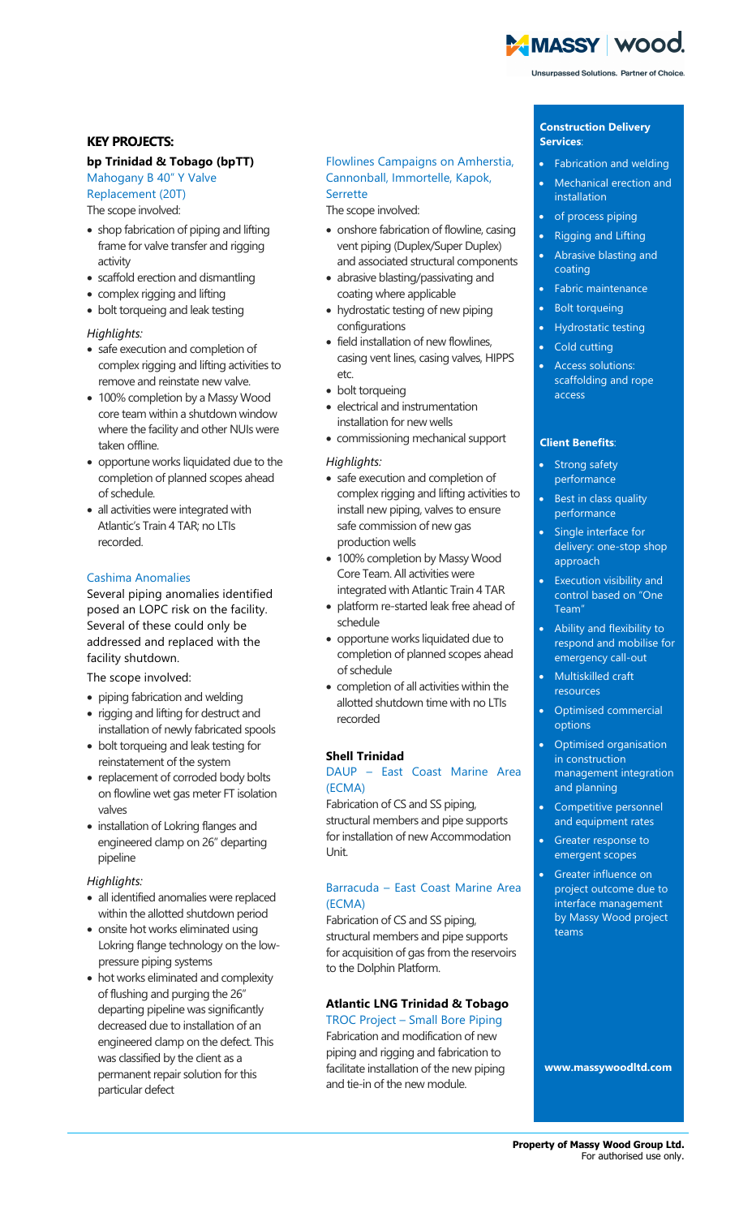## KEY PROJECTS:

### bp Trinidad & Tobago (bpTT)

#### Mahogany B 40" Y Valve Replacement (20T)

The scope involved:

- shop fabrication of piping and lifting frame for valve transfer and rigging activity
- scaffold erection and dismantling
- complex rigging and lifting
- bolt torqueing and leak testing

*Highlights:*

- safe execution and completion of complex rigging and lifting activities to remove and reinstate new valve.
- 100% completion by a Massy Wood core team within a shutdown window where the facility and other NUIs were taken offline.
- opportune works liquidated due to the completion of planned scopes ahead of schedule.
- all activities were integrated with Atlantic's Train 4 TAR; no LTIs recorded.

#### Cashima Anomalies

Several piping anomalies identified posed an LOPC risk on the facility. Several of these could only be addressed and replaced with the facility shutdown.

The scope involved:

- piping fabrication and welding
- rigging and lifting for destruct and installation of newly fabricated spools
- bolt torqueing and leak testing for reinstatement of the system
- replacement of corroded body bolts on flowline wet gas meter FT isolation valves
- installation of Lokring flanges and engineered clamp on 26" departing pipeline

*Highlights:*

- all identified anomalies were replaced within the allotted shutdown period
- onsite hot works eliminated using Lokring flange technology on the low-pressure piping systems
- hot works eliminated and complexity of flushing and purging the 26" departing pipeline was significantly decreased due to installation of an engineered clamp on the defect. This was classified by the client as a permanent repair solution for this particular defect

#### Flowlines Campaigns on Amherstia, Cannonball, Immortelle, Kapok, Serrette

The scope involved:

- onshore fabrication of flowline, casing vent piping (Duplex/Super Duplex) and associated structural components
- abrasive blasting/passivating and coating where applicable
- hydrostatic testing of new piping configurations
- field installation of new flowlines, casing vent lines, casing valves, HIPPS etc.
- bolt torqueing
- electrical and instrumentation installation for new wells
- commissioning mechanical support

*Highlights:*

- safe execution and completion of complex rigging and lifting activities to install new piping, valves to ensure safe commission of new gas production wells
- 100% completion by Massy Wood Core Team. All activities were integrated with Atlantic Train 4 TAR
- platform re-started leak free ahead of schedule
- opportune works liquidated due to completion of planned scopes ahead of schedule
- completion of all activities within the allotted shutdown time with no LTIs recorded

### Shell Trinidad

#### DAUP – East Coast Marine Area (ECMA)

Fabrication of CS and SS piping, structural members and pipe supports for installation of new Accommodation Unit.

#### Barracuda – East Coast Marine Area (ECMA)

Fabrication of CS and SS piping, structural members and pipe supports for acquisition of gas from the reservoirs to the Dolphin Platform.

### Atlantic LNG Trinidad & Tobago

#### TROC Project – Small Bore Piping

Fabrication and modification of new piping and rigging and fabrication to facilitate installation of the new piping and tie-in of the new module.

**Construction Delivery Services**:

- Fabrication and welding
- Mechanical erection and installation
- of process piping
- Rigging and Lifting
- Abrasive blasting and coating
- Fabric maintenance
- Bolt torqueing
- Hydrostatic testing
- Cold cutting
- Access solutions: scaffolding and rope access

**Client Benefits**:

- Strong safety performance
- Best in class quality performance
- Single interface for delivery: one-stop shop approach
- Execution visibility and control based on "One Team"
- Ability and flexibility to respond and mobilise for emergency call-out
- Multiskilled craft resources
- Optimised commercial options
- Optimised organisation in construction management integration and planning
- Competitive personnel and equipment rates
- Greater response to emergent scopes
- Greater influence on project outcome due to interface management by Massy Wood project teams

**www.massywoodltd.com**